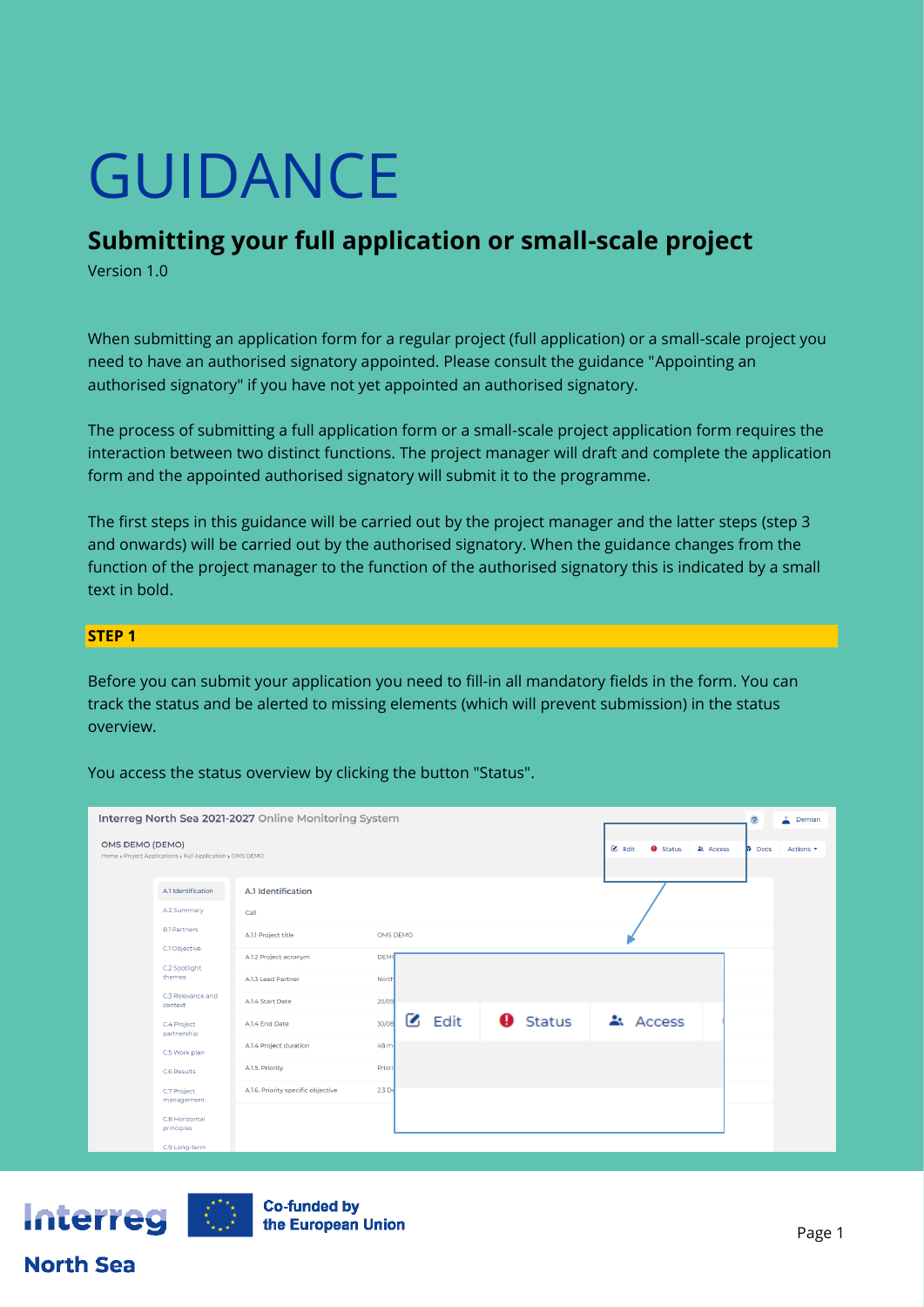# GUIDANCE

## Submitting your full application or small-scale project

Version 1.0

When submitting an application form for a regular project (full application) or a small-scale project you need to have an authorised signatory appointed. Please consult the guidance "Appointing an authorised signatory" if you have not yet appointed an authorised signatory.

The process of submitting a full application form or a small-scale project application form requires the interaction between two distinct functions. The project manager will draft and complete the application form and the appointed authorised signatory will submit it to the programme.

The first steps in this guidance will be carried out by the project manager and the latter steps (step 3 and onwards) will be carried out by the authorised signatory. When the guidance changes from the function of the project manager to the function of the authorised signatory this is indicated by a small text in bold.

### STEP 1

Before you can submit your application you need to fill-in all mandatory fields in the form. You can track the status and be alerted to missing elements (which will prevent submission) in the status overview.

You access the status overview by clicking the button "Status".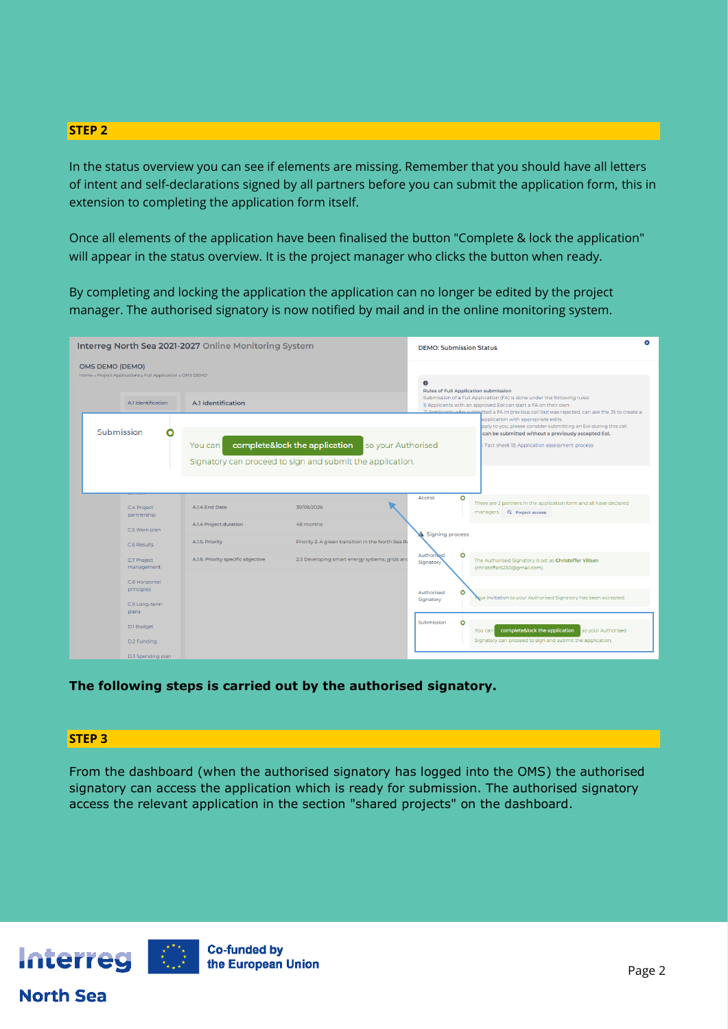## STEP 2

In the status overview you can see if elements are missing. Remember that you should have all letters of intent and self-declarations signed by all partners before you can submit the application form, this in extension to completing the application form itself.

Once all elements of the application have been finalised the button "Complete & lock the application" will appear in the status overview. It is the project manager who clicks the button when ready.

By completing and locking the application the application can no longer be edited by the project manager. The authorised signatory is now notified by mail and in the online monitoring system.

**The following steps is carried out by the authorised signatory.**

## STEP 3

From the dashboard (when the authorised signatory has logged into the OMS) the authorised signatory can access the application which is ready for submission. The authorised signatory access the relevant application in the section "shared projects" on the dashboard.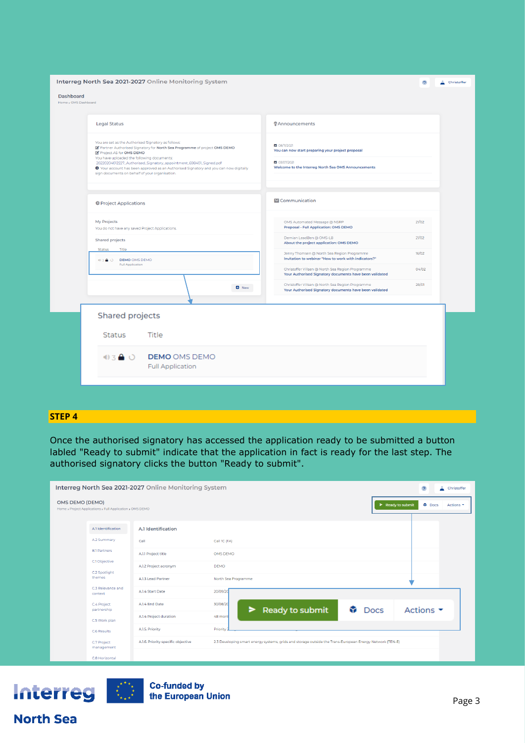## STEP 4

Once the authorised signatory has accessed the application ready to be submitted a button labled "Ready to submit" indicate that the application in fact is ready for the last step. The authorised signatory clicks the button "Ready to submit".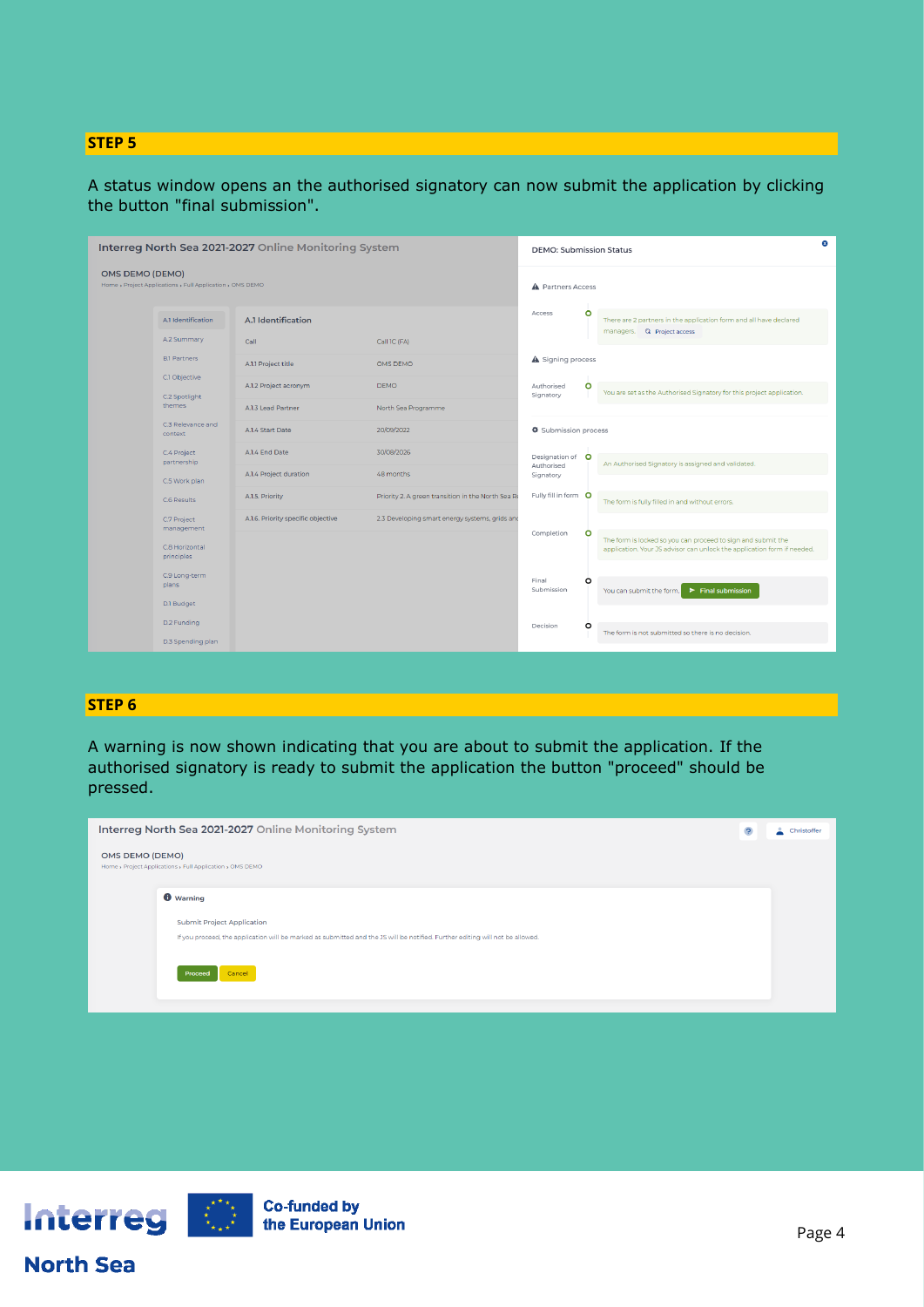## STEP 5

A status window opens an the authorised signatory can now submit the application by clicking the button "final submission".

## STEP 6

A warning is now shown indicating that you are about to submit the application. If the authorised signatory is ready to submit the application the button "proceed" should be pressed.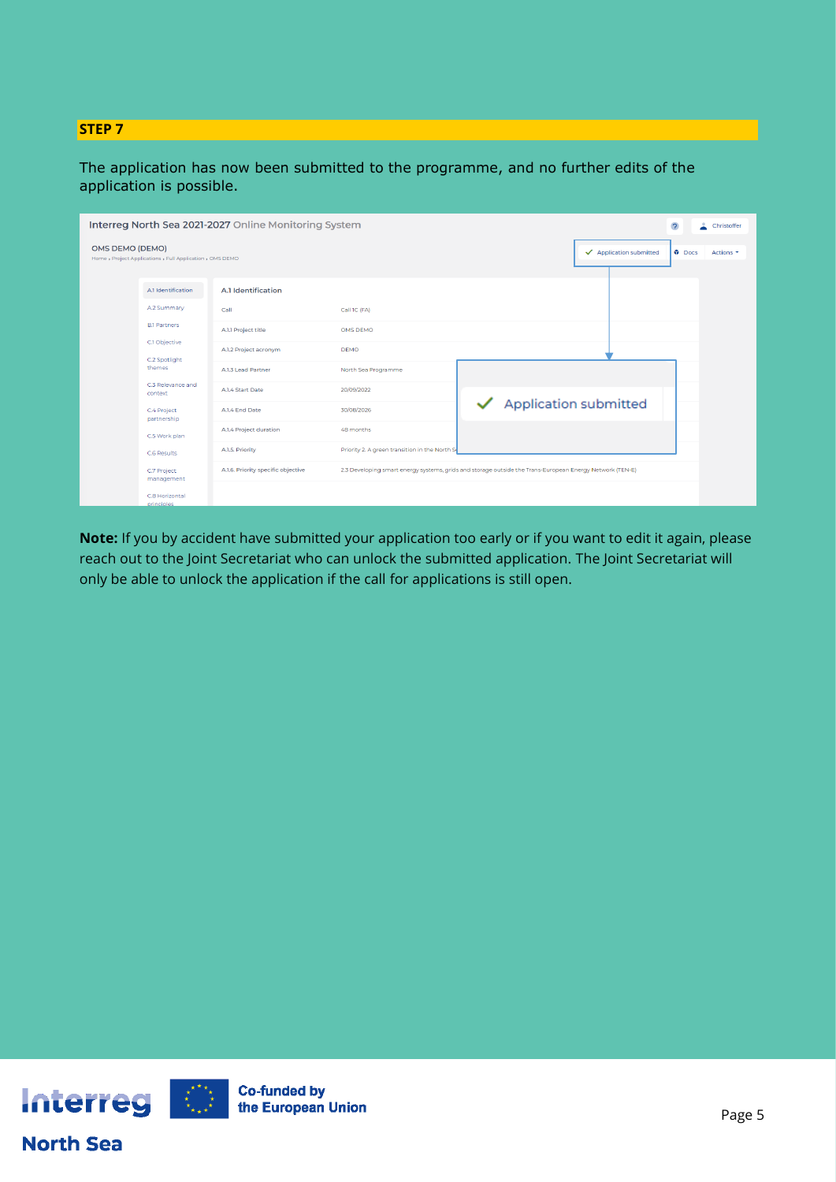**STEP 7**

The application has now been submitted to the programme, and no further edits of the application is possible.

**Note:** If you by accident have submitted your application too early or if you want to edit it again, please reach out to the Joint Secretariat who can unlock the submitted application. The Joint Secretariat will only be able to unlock the application if the call for applications is still open.